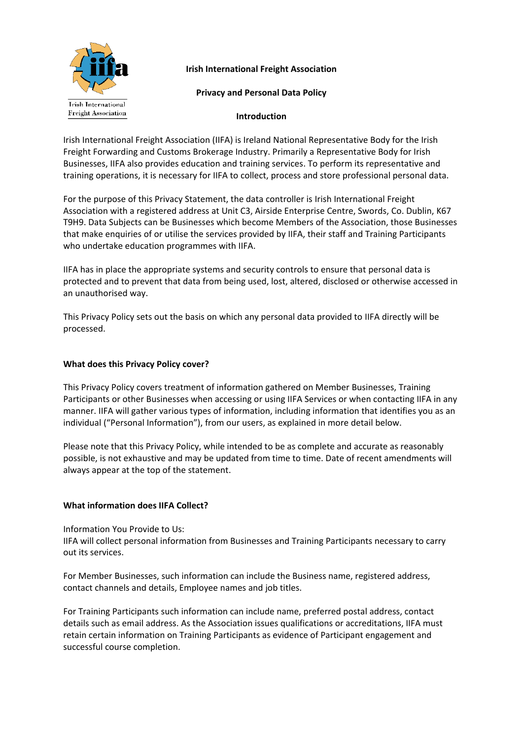# Irish International Freight Association

## Privacy and Personal Data Policy

### Introduction

Irish International Freight Association (IIFA) is Ireland National Representative Body for the Irish Freight Forwarding and Customs Brokerage Industry. Primarily a Representative Body for Irish Businesses, IIFA also provides education and training services. To perform its representative and training operations, it is necessary for IIFA to collect, process and store professional personal data.

For the purpose of this Privacy Statement, the data controller is Irish International Freight Association with a registered address at Unit C3, Airside Enterprise Centre, Swords, Co. Dublin, K67 T9H9. Data Subjects can be Businesses which become Members of the Association, those Businesses that make enquiries of or utilise the services provided by IIFA, their staff and Training Participants who undertake education programmes with IIFA.

IIFA has in place the appropriate systems and security controls to ensure that personal data is protected and to prevent that data from being used, lost, altered, disclosed or otherwise accessed in an unauthorised way.

This Privacy Policy sets out the basis on which any personal data provided to IIFA directly will be processed.

### What does this Privacy Policy cover?

This Privacy Policy covers treatment of information gathered on Member Businesses, Training Participants or other Businesses when accessing or using IIFA Services or when contacting IIFA in any manner. IIFA will gather various types of information, including information that identifies you as an individual ("Personal Information"), from our users, as explained in more detail below.

Please note that this Privacy Policy, while intended to be as complete and accurate as reasonably possible, is not exhaustive and may be updated from time to time. Date of recent amendments will always appear at the top of the statement.

### What information does IIFA Collect?

Information You Provide to Us:
IIFA will collect personal information from Businesses and Training Participants necessary to carry out its services.

For Member Businesses, such information can include the Business name, registered address, contact channels and details, Employee names and job titles.

For Training Participants such information can include name, preferred postal address, contact details such as email address. As the Association issues qualifications or accreditations, IIFA must retain certain information on Training Participants as evidence of Participant engagement and successful course completion.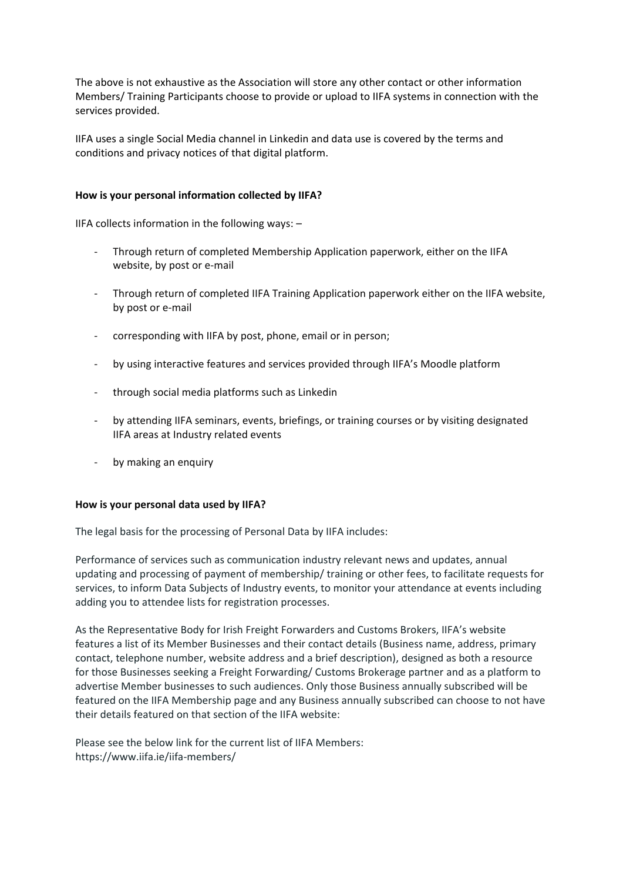The above is not exhaustive as the Association will store any other contact or other information Members/ Training Participants choose to provide or upload to IIFA systems in connection with the services provided.

IIFA uses a single Social Media channel in Linkedin and data use is covered by the terms and conditions and privacy notices of that digital platform.

**How is your personal information collected by IIFA?**

IIFA collects information in the following ways: –

- Through return of completed Membership Application paperwork, either on the IIFA website, by post or e-mail
- Through return of completed IIFA Training Application paperwork either on the IIFA website, by post or e-mail
- corresponding with IIFA by post, phone, email or in person;
- by using interactive features and services provided through IIFA's Moodle platform
- through social media platforms such as Linkedin
- by attending IIFA seminars, events, briefings, or training courses or by visiting designated IIFA areas at Industry related events
- by making an enquiry

**How is your personal data used by IIFA?**

The legal basis for the processing of Personal Data by IIFA includes:

Performance of services such as communication industry relevant news and updates, annual updating and processing of payment of membership/ training or other fees, to facilitate requests for services, to inform Data Subjects of Industry events, to monitor your attendance at events including adding you to attendee lists for registration processes.

As the Representative Body for Irish Freight Forwarders and Customs Brokers, IIFA's website features a list of its Member Businesses and their contact details (Business name, address, primary contact, telephone number, website address and a brief description), designed as both a resource for those Businesses seeking a Freight Forwarding/ Customs Brokerage partner and as a platform to advertise Member businesses to such audiences. Only those Business annually subscribed will be featured on the IIFA Membership page and any Business annually subscribed can choose to not have their details featured on that section of the IIFA website:

Please see the below link for the current list of IIFA Members:
https://www.iifa.ie/iifa-members/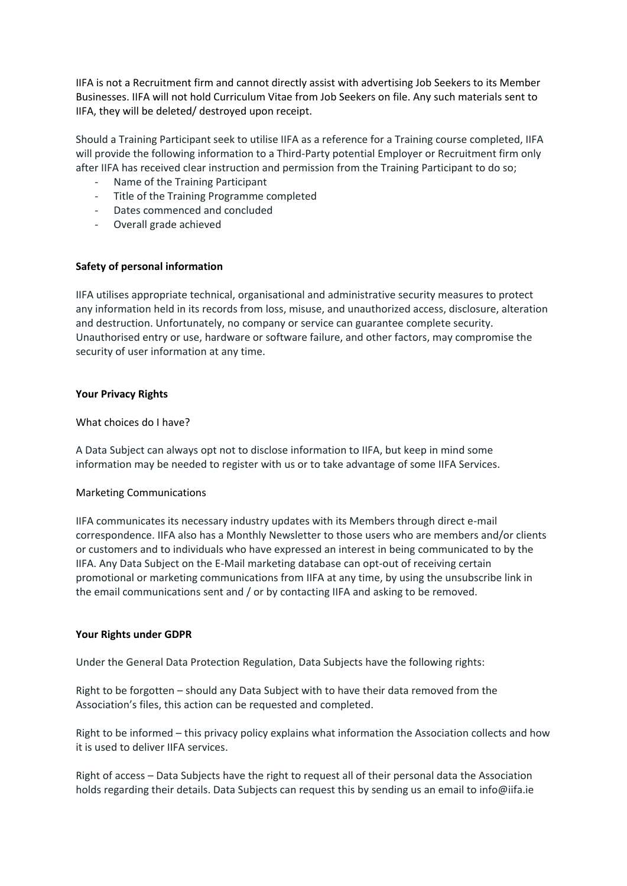IIFA is not a Recruitment firm and cannot directly assist with advertising Job Seekers to its Member Businesses. IIFA will not hold Curriculum Vitae from Job Seekers on file. Any such materials sent to IIFA, they will be deleted/ destroyed upon receipt.

Should a Training Participant seek to utilise IIFA as a reference for a Training course completed, IIFA will provide the following information to a Third-Party potential Employer or Recruitment firm only after IIFA has received clear instruction and permission from the Training Participant to do so;

- Name of the Training Participant
- Title of the Training Programme completed
- Dates commenced and concluded
- Overall grade achieved

**Safety of personal information**

IIFA utilises appropriate technical, organisational and administrative security measures to protect any information held in its records from loss, misuse, and unauthorized access, disclosure, alteration and destruction. Unfortunately, no company or service can guarantee complete security. Unauthorised entry or use, hardware or software failure, and other factors, may compromise the security of user information at any time.

**Your Privacy Rights**

What choices do I have?

A Data Subject can always opt not to disclose information to IIFA, but keep in mind some information may be needed to register with us or to take advantage of some IIFA Services.

Marketing Communications

IIFA communicates its necessary industry updates with its Members through direct e-mail correspondence. IIFA also has a Monthly Newsletter to those users who are members and/or clients or customers and to individuals who have expressed an interest in being communicated to by the IIFA. Any Data Subject on the E-Mail marketing database can opt-out of receiving certain promotional or marketing communications from IIFA at any time, by using the unsubscribe link in the email communications sent and / or by contacting IIFA and asking to be removed.

**Your Rights under GDPR**

Under the General Data Protection Regulation, Data Subjects have the following rights:

Right to be forgotten – should any Data Subject with to have their data removed from the Association's files, this action can be requested and completed.

Right to be informed – this privacy policy explains what information the Association collects and how it is used to deliver IIFA services.

Right of access – Data Subjects have the right to request all of their personal data the Association holds regarding their details. Data Subjects can request this by sending us an email to info@iifa.ie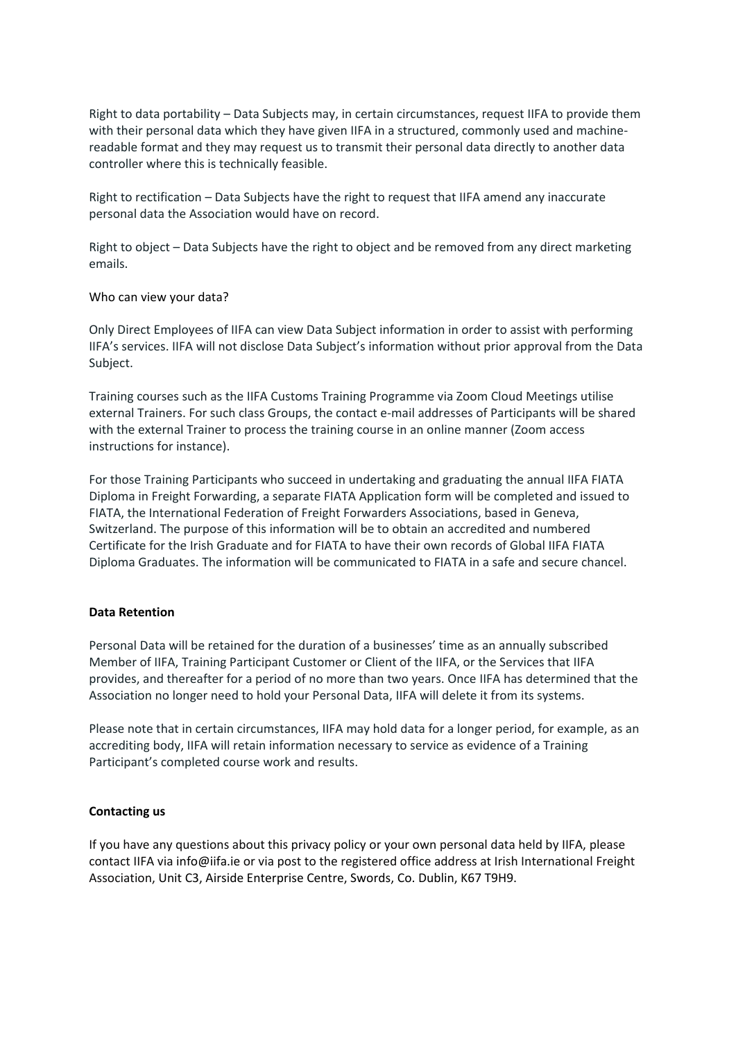Right to data portability – Data Subjects may, in certain circumstances, request IIFA to provide them with their personal data which they have given IIFA in a structured, commonly used and machine-readable format and they may request us to transmit their personal data directly to another data controller where this is technically feasible.

Right to rectification – Data Subjects have the right to request that IIFA amend any inaccurate personal data the Association would have on record.

Right to object – Data Subjects have the right to object and be removed from any direct marketing emails.

Who can view your data?

Only Direct Employees of IIFA can view Data Subject information in order to assist with performing IIFA's services. IIFA will not disclose Data Subject's information without prior approval from the Data Subject.

Training courses such as the IIFA Customs Training Programme via Zoom Cloud Meetings utilise external Trainers. For such class Groups, the contact e-mail addresses of Participants will be shared with the external Trainer to process the training course in an online manner (Zoom access instructions for instance).

For those Training Participants who succeed in undertaking and graduating the annual IIFA FIATA Diploma in Freight Forwarding, a separate FIATA Application form will be completed and issued to FIATA, the International Federation of Freight Forwarders Associations, based in Geneva, Switzerland. The purpose of this information will be to obtain an accredited and numbered Certificate for the Irish Graduate and for FIATA to have their own records of Global IIFA FIATA Diploma Graduates. The information will be communicated to FIATA in a safe and secure chancel.

**Data Retention**

Personal Data will be retained for the duration of a businesses' time as an annually subscribed Member of IIFA, Training Participant Customer or Client of the IIFA, or the Services that IIFA provides, and thereafter for a period of no more than two years. Once IIFA has determined that the Association no longer need to hold your Personal Data, IIFA will delete it from its systems.

Please note that in certain circumstances, IIFA may hold data for a longer period, for example, as an accrediting body, IIFA will retain information necessary to service as evidence of a Training Participant's completed course work and results.

**Contacting us**

If you have any questions about this privacy policy or your own personal data held by IIFA, please contact IIFA via info@iifa.ie or via post to the registered office address at Irish International Freight Association, Unit C3, Airside Enterprise Centre, Swords, Co. Dublin, K67 T9H9.